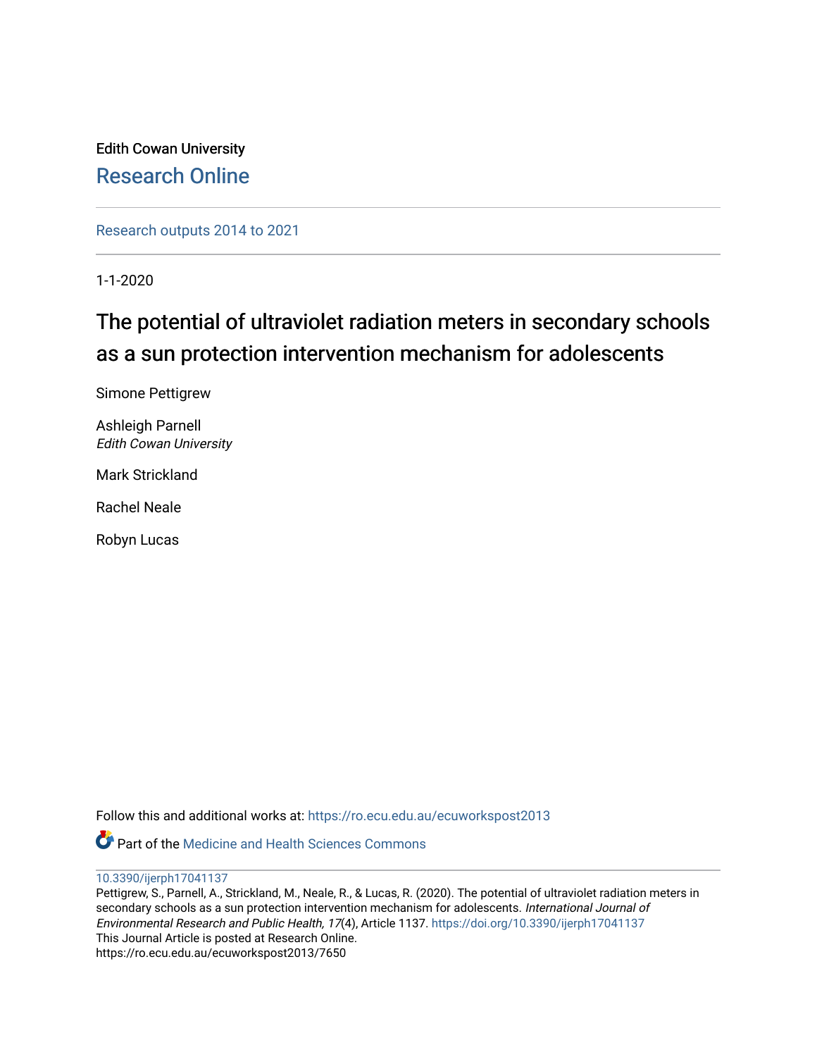Edith Cowan University

# Research Online

Research outputs 2014 to 2021

1-1-2020

# The potential of ultraviolet radiation meters in secondary schools as a sun protection intervention mechanism for adolescents

Simone Pettigrew

Ashleigh Parnell
*Edith Cowan University*

Mark Strickland

Rachel Neale

Robyn Lucas

Follow this and additional works at: https://ro.ecu.edu.au/ecuworkspost2013

Part of the Medicine and Health Sciences Commons

10.3390/ijerph17041137

Pettigrew, S., Parnell, A., Strickland, M., Neale, R., & Lucas, R. (2020). The potential of ultraviolet radiation meters in secondary schools as a sun protection intervention mechanism for adolescents. *International Journal of Environmental Research and Public Health, 17*(4), Article 1137. https://doi.org/10.3390/ijerph17041137

This Journal Article is posted at Research Online.
https://ro.ecu.edu.au/ecuworkspost2013/7650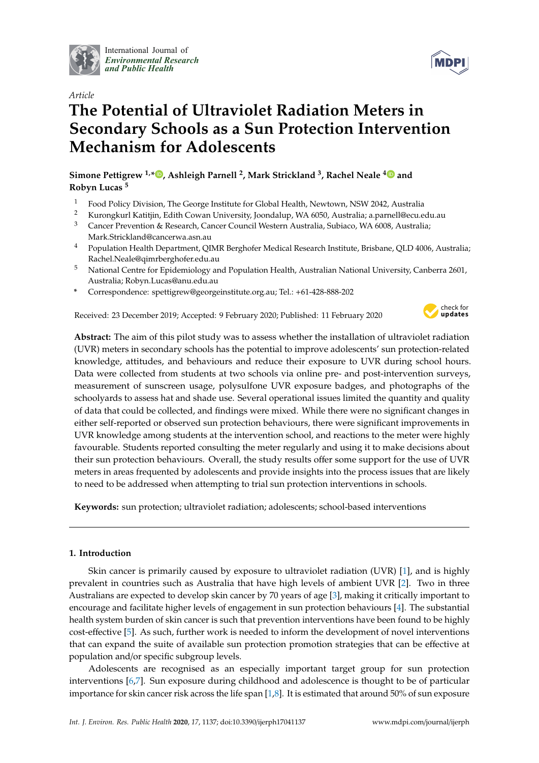International Journal of
*Environmental Research*
*and Public Health*

*Article*

# The Potential of Ultraviolet Radiation Meters in Secondary Schools as a Sun Protection Intervention Mechanism for Adolescents

**Simone Pettigrew [1,*], Ashleigh Parnell [2], Mark Strickland [3], Rachel Neale [4] and Robyn Lucas [5]**

[1] Food Policy Division, The George Institute for Global Health, Newtown, NSW 2042, Australia
[2] Kurongkurl Katitjin, Edith Cowan University, Joondalup, WA 6050, Australia; a.parnell@ecu.edu.au
[3] Cancer Prevention & Research, Cancer Council Western Australia, Subiaco, WA 6008, Australia; Mark.Strickland@cancerwa.asn.au
[4] Population Health Department, QIMR Berghofer Medical Research Institute, Brisbane, QLD 4006, Australia; Rachel.Neale@qimrberghofer.edu.au
[5] National Centre for Epidemiology and Population Health, Australian National University, Canberra 2601, Australia; Robyn.Lucas@anu.edu.au
[*] Correspondence: spettigrew@georgeinstitute.org.au; Tel.: +61-428-888-202

Received: 23 December 2019; Accepted: 9 February 2020; Published: 11 February 2020

**Abstract:** The aim of this pilot study was to assess whether the installation of ultraviolet radiation (UVR) meters in secondary schools has the potential to improve adolescents' sun protection-related knowledge, attitudes, and behaviours and reduce their exposure to UVR during school hours. Data were collected from students at two schools via online pre- and post-intervention surveys, measurement of sunscreen usage, polysulfone UVR exposure badges, and photographs of the schoolyards to assess hat and shade use. Several operational issues limited the quantity and quality of data that could be collected, and findings were mixed. While there were no significant changes in either self-reported or observed sun protection behaviours, there were significant improvements in UVR knowledge among students at the intervention school, and reactions to the meter were highly favourable. Students reported consulting the meter regularly and using it to make decisions about their sun protection behaviours. Overall, the study results offer some support for the use of UVR meters in areas frequented by adolescents and provide insights into the process issues that are likely to need to be addressed when attempting to trial sun protection interventions in schools.

**Keywords:** sun protection; ultraviolet radiation; adolescents; school-based interventions

## 1. Introduction

Skin cancer is primarily caused by exposure to ultraviolet radiation (UVR) [1], and is highly prevalent in countries such as Australia that have high levels of ambient UVR [2]. Two in three Australians are expected to develop skin cancer by 70 years of age [3], making it critically important to encourage and facilitate higher levels of engagement in sun protection behaviours [4]. The substantial health system burden of skin cancer is such that prevention interventions have been found to be highly cost-effective [5]. As such, further work is needed to inform the development of novel interventions that can expand the suite of available sun protection promotion strategies that can be effective at population and/or specific subgroup levels.

Adolescents are recognised as an especially important target group for sun protection interventions [6,7]. Sun exposure during childhood and adolescence is thought to be of particular importance for skin cancer risk across the life span [1,8]. It is estimated that around 50% of sun exposure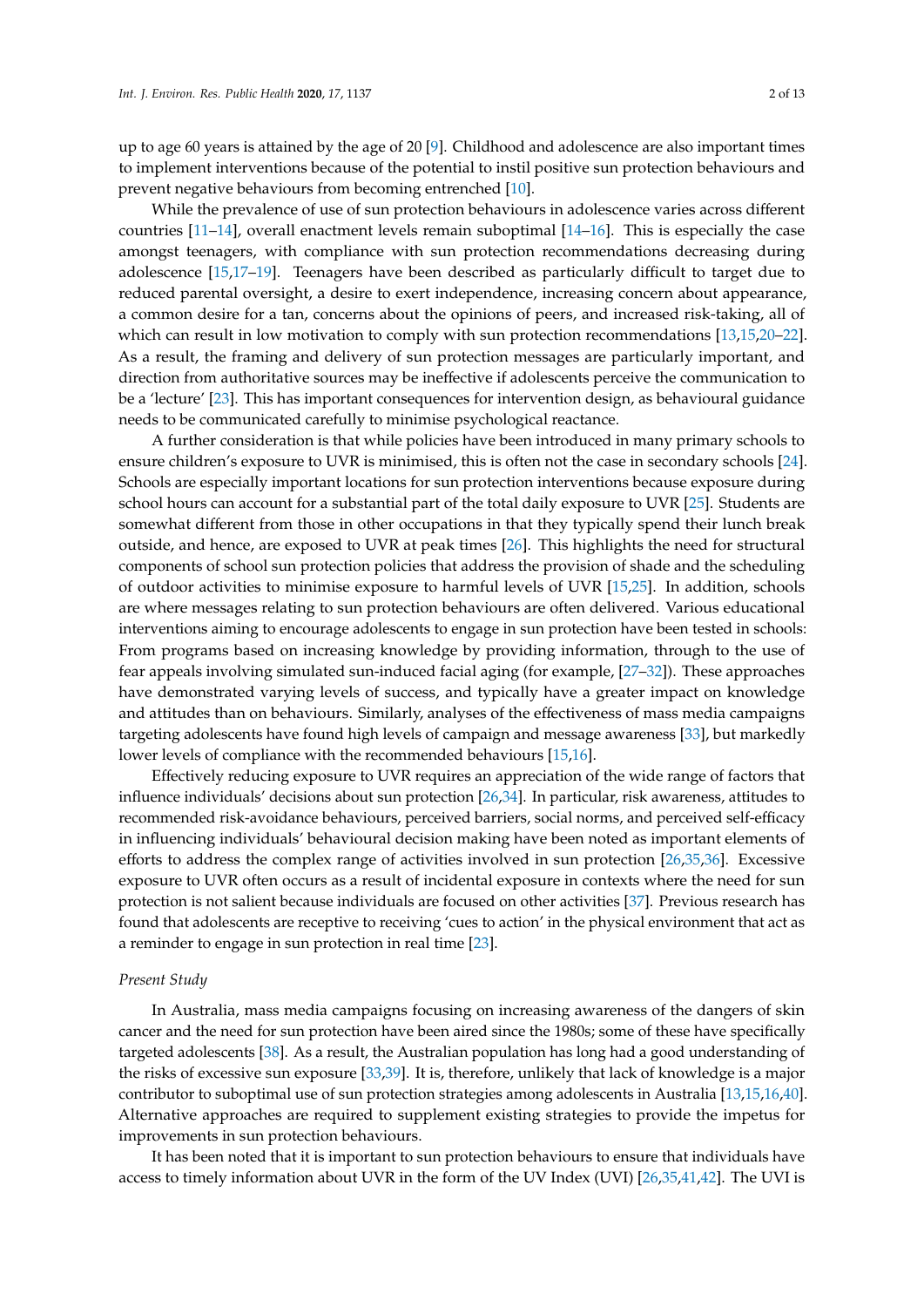up to age 60 years is attained by the age of 20 [9]. Childhood and adolescence are also important times to implement interventions because of the potential to instil positive sun protection behaviours and prevent negative behaviours from becoming entrenched [10].

While the prevalence of use of sun protection behaviours in adolescence varies across different countries [11–14], overall enactment levels remain suboptimal [14–16]. This is especially the case amongst teenagers, with compliance with sun protection recommendations decreasing during adolescence [15,17–19]. Teenagers have been described as particularly difficult to target due to reduced parental oversight, a desire to exert independence, increasing concern about appearance, a common desire for a tan, concerns about the opinions of peers, and increased risk-taking, all of which can result in low motivation to comply with sun protection recommendations [13,15,20–22]. As a result, the framing and delivery of sun protection messages are particularly important, and direction from authoritative sources may be ineffective if adolescents perceive the communication to be a 'lecture' [23]. This has important consequences for intervention design, as behavioural guidance needs to be communicated carefully to minimise psychological reactance.

A further consideration is that while policies have been introduced in many primary schools to ensure children's exposure to UVR is minimised, this is often not the case in secondary schools [24]. Schools are especially important locations for sun protection interventions because exposure during school hours can account for a substantial part of the total daily exposure to UVR [25]. Students are somewhat different from those in other occupations in that they typically spend their lunch break outside, and hence, are exposed to UVR at peak times [26]. This highlights the need for structural components of school sun protection policies that address the provision of shade and the scheduling of outdoor activities to minimise exposure to harmful levels of UVR [15,25]. In addition, schools are where messages relating to sun protection behaviours are often delivered. Various educational interventions aiming to encourage adolescents to engage in sun protection have been tested in schools: From programs based on increasing knowledge by providing information, through to the use of fear appeals involving simulated sun-induced facial aging (for example, [27–32]). These approaches have demonstrated varying levels of success, and typically have a greater impact on knowledge and attitudes than on behaviours. Similarly, analyses of the effectiveness of mass media campaigns targeting adolescents have found high levels of campaign and message awareness [33], but markedly lower levels of compliance with the recommended behaviours [15,16].

Effectively reducing exposure to UVR requires an appreciation of the wide range of factors that influence individuals' decisions about sun protection [26,34]. In particular, risk awareness, attitudes to recommended risk-avoidance behaviours, perceived barriers, social norms, and perceived self-efficacy in influencing individuals' behavioural decision making have been noted as important elements of efforts to address the complex range of activities involved in sun protection [26,35,36]. Excessive exposure to UVR often occurs as a result of incidental exposure in contexts where the need for sun protection is not salient because individuals are focused on other activities [37]. Previous research has found that adolescents are receptive to receiving 'cues to action' in the physical environment that act as a reminder to engage in sun protection in real time [23].

*Present Study*

In Australia, mass media campaigns focusing on increasing awareness of the dangers of skin cancer and the need for sun protection have been aired since the 1980s; some of these have specifically targeted adolescents [38]. As a result, the Australian population has long had a good understanding of the risks of excessive sun exposure [33,39]. It is, therefore, unlikely that lack of knowledge is a major contributor to suboptimal use of sun protection strategies among adolescents in Australia [13,15,16,40]. Alternative approaches are required to supplement existing strategies to provide the impetus for improvements in sun protection behaviours.

It has been noted that it is important to sun protection behaviours to ensure that individuals have access to timely information about UVR in the form of the UV Index (UVI) [26,35,41,42]. The UVI is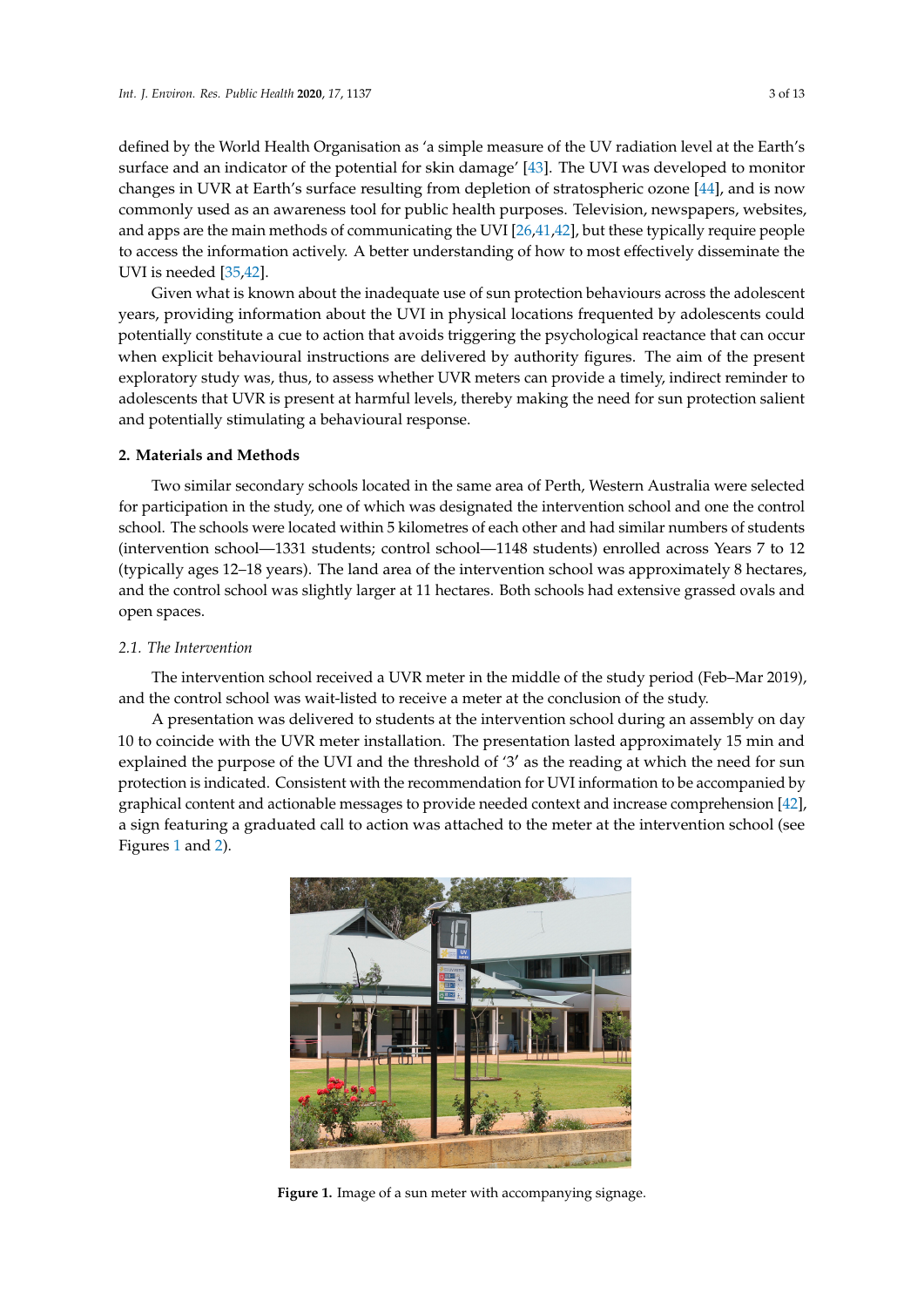defined by the World Health Organisation as 'a simple measure of the UV radiation level at the Earth's surface and an indicator of the potential for skin damage' [43]. The UVI was developed to monitor changes in UVR at Earth's surface resulting from depletion of stratospheric ozone [44], and is now commonly used as an awareness tool for public health purposes. Television, newspapers, websites, and apps are the main methods of communicating the UVI [26,41,42], but these typically require people to access the information actively. A better understanding of how to most effectively disseminate the UVI is needed [35,42].

Given what is known about the inadequate use of sun protection behaviours across the adolescent years, providing information about the UVI in physical locations frequented by adolescents could potentially constitute a cue to action that avoids triggering the psychological reactance that can occur when explicit behavioural instructions are delivered by authority figures. The aim of the present exploratory study was, thus, to assess whether UVR meters can provide a timely, indirect reminder to adolescents that UVR is present at harmful levels, thereby making the need for sun protection salient and potentially stimulating a behavioural response.

## 2. Materials and Methods

Two similar secondary schools located in the same area of Perth, Western Australia were selected for participation in the study, one of which was designated the intervention school and one the control school. The schools were located within 5 kilometres of each other and had similar numbers of students (intervention school—1331 students; control school—1148 students) enrolled across Years 7 to 12 (typically ages 12–18 years). The land area of the intervention school was approximately 8 hectares, and the control school was slightly larger at 11 hectares. Both schools had extensive grassed ovals and open spaces.

### 2.1. The Intervention

The intervention school received a UVR meter in the middle of the study period (Feb–Mar 2019), and the control school was wait-listed to receive a meter at the conclusion of the study.

A presentation was delivered to students at the intervention school during an assembly on day 10 to coincide with the UVR meter installation. The presentation lasted approximately 15 min and explained the purpose of the UVI and the threshold of '3' as the reading at which the need for sun protection is indicated. Consistent with the recommendation for UVI information to be accompanied by graphical content and actionable messages to provide needed context and increase comprehension [42], a sign featuring a graduated call to action was attached to the meter at the intervention school (see Figures 1 and 2).

**Figure 1.** Image of a sun meter with accompanying signage.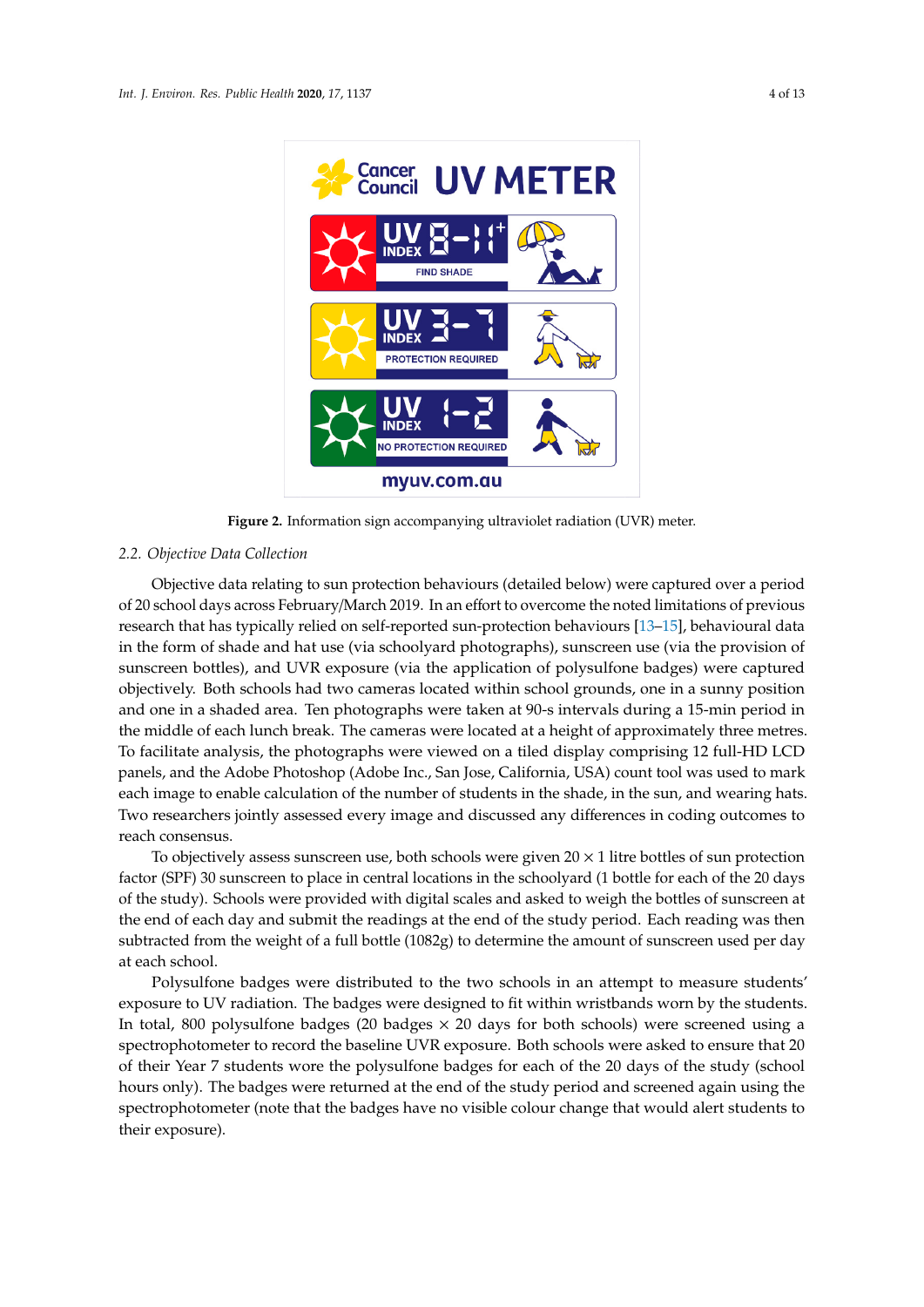Figure 2. Information sign accompanying ultraviolet radiation (UVR) meter.

### 2.2. Objective Data Collection

Objective data relating to sun protection behaviours (detailed below) were captured over a period of 20 school days across February/March 2019. In an effort to overcome the noted limitations of previous research that has typically relied on self-reported sun-protection behaviours [13–15], behavioural data in the form of shade and hat use (via schoolyard photographs), sunscreen use (via the provision of sunscreen bottles), and UVR exposure (via the application of polysulfone badges) were captured objectively. Both schools had two cameras located within school grounds, one in a sunny position and one in a shaded area. Ten photographs were taken at 90-s intervals during a 15-min period in the middle of each lunch break. The cameras were located at a height of approximately three metres. To facilitate analysis, the photographs were viewed on a tiled display comprising 12 full-HD LCD panels, and the Adobe Photoshop (Adobe Inc., San Jose, California, USA) count tool was used to mark each image to enable calculation of the number of students in the shade, in the sun, and wearing hats. Two researchers jointly assessed every image and discussed any differences in coding outcomes to reach consensus.

To objectively assess sunscreen use, both schools were given 20 × 1 litre bottles of sun protection factor (SPF) 30 sunscreen to place in central locations in the schoolyard (1 bottle for each of the 20 days of the study). Schools were provided with digital scales and asked to weigh the bottles of sunscreen at the end of each day and submit the readings at the end of the study period. Each reading was then subtracted from the weight of a full bottle (1082g) to determine the amount of sunscreen used per day at each school.

Polysulfone badges were distributed to the two schools in an attempt to measure students' exposure to UV radiation. The badges were designed to fit within wristbands worn by the students. In total, 800 polysulfone badges (20 badges × 20 days for both schools) were screened using a spectrophotometer to record the baseline UVR exposure. Both schools were asked to ensure that 20 of their Year 7 students wore the polysulfone badges for each of the 20 days of the study (school hours only). The badges were returned at the end of the study period and screened again using the spectrophotometer (note that the badges have no visible colour change that would alert students to their exposure).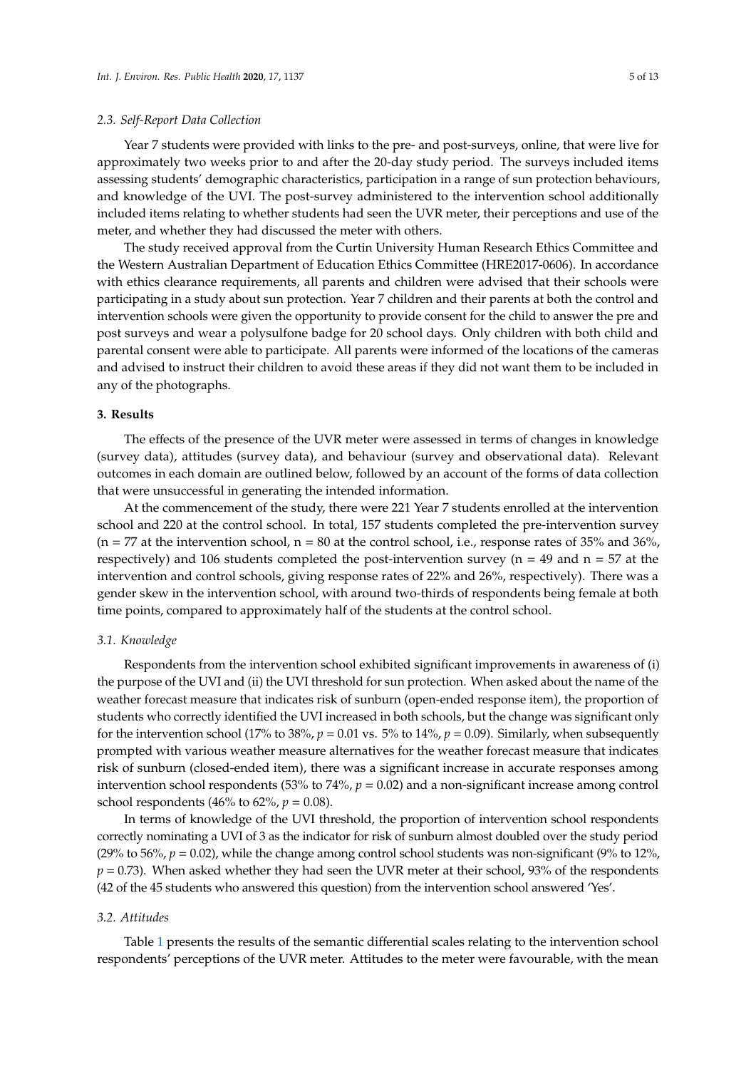### 2.3. Self-Report Data Collection

Year 7 students were provided with links to the pre- and post-surveys, online, that were live for approximately two weeks prior to and after the 20-day study period. The surveys included items assessing students' demographic characteristics, participation in a range of sun protection behaviours, and knowledge of the UVI. The post-survey administered to the intervention school additionally included items relating to whether students had seen the UVR meter, their perceptions and use of the meter, and whether they had discussed the meter with others.

The study received approval from the Curtin University Human Research Ethics Committee and the Western Australian Department of Education Ethics Committee (HRE2017-0606). In accordance with ethics clearance requirements, all parents and children were advised that their schools were participating in a study about sun protection. Year 7 children and their parents at both the control and intervention schools were given the opportunity to provide consent for the child to answer the pre and post surveys and wear a polysulfone badge for 20 school days. Only children with both child and parental consent were able to participate. All parents were informed of the locations of the cameras and advised to instruct their children to avoid these areas if they did not want them to be included in any of the photographs.

## 3. Results

The effects of the presence of the UVR meter were assessed in terms of changes in knowledge (survey data), attitudes (survey data), and behaviour (survey and observational data). Relevant outcomes in each domain are outlined below, followed by an account of the forms of data collection that were unsuccessful in generating the intended information.

At the commencement of the study, there were 221 Year 7 students enrolled at the intervention school and 220 at the control school. In total, 157 students completed the pre-intervention survey ($n = 77$ at the intervention school, $n = 80$ at the control school, i.e., response rates of 35% and 36%, respectively) and 106 students completed the post-intervention survey ($n = 49$ and $n = 57$ at the intervention and control schools, giving response rates of 22% and 26%, respectively). There was a gender skew in the intervention school, with around two-thirds of respondents being female at both time points, compared to approximately half of the students at the control school.

### 3.1. Knowledge

Respondents from the intervention school exhibited significant improvements in awareness of (i) the purpose of the UVI and (ii) the UVI threshold for sun protection. When asked about the name of the weather forecast measure that indicates risk of sunburn (open-ended response item), the proportion of students who correctly identified the UVI increased in both schools, but the change was significant only for the intervention school (17% to 38%, $p = 0.01$ vs. 5% to 14%, $p = 0.09$). Similarly, when subsequently prompted with various weather measure alternatives for the weather forecast measure that indicates risk of sunburn (closed-ended item), there was a significant increase in accurate responses among intervention school respondents (53% to 74%, $p = 0.02$) and a non-significant increase among control school respondents (46% to 62%, $p = 0.08$).

In terms of knowledge of the UVI threshold, the proportion of intervention school respondents correctly nominating a UVI of 3 as the indicator for risk of sunburn almost doubled over the study period (29% to 56%, $p = 0.02$), while the change among control school students was non-significant (9% to 12%, $p = 0.73$). When asked whether they had seen the UVR meter at their school, 93% of the respondents (42 of the 45 students who answered this question) from the intervention school answered 'Yes'.

### 3.2. Attitudes

Table 1 presents the results of the semantic differential scales relating to the intervention school respondents' perceptions of the UVR meter. Attitudes to the meter were favourable, with the mean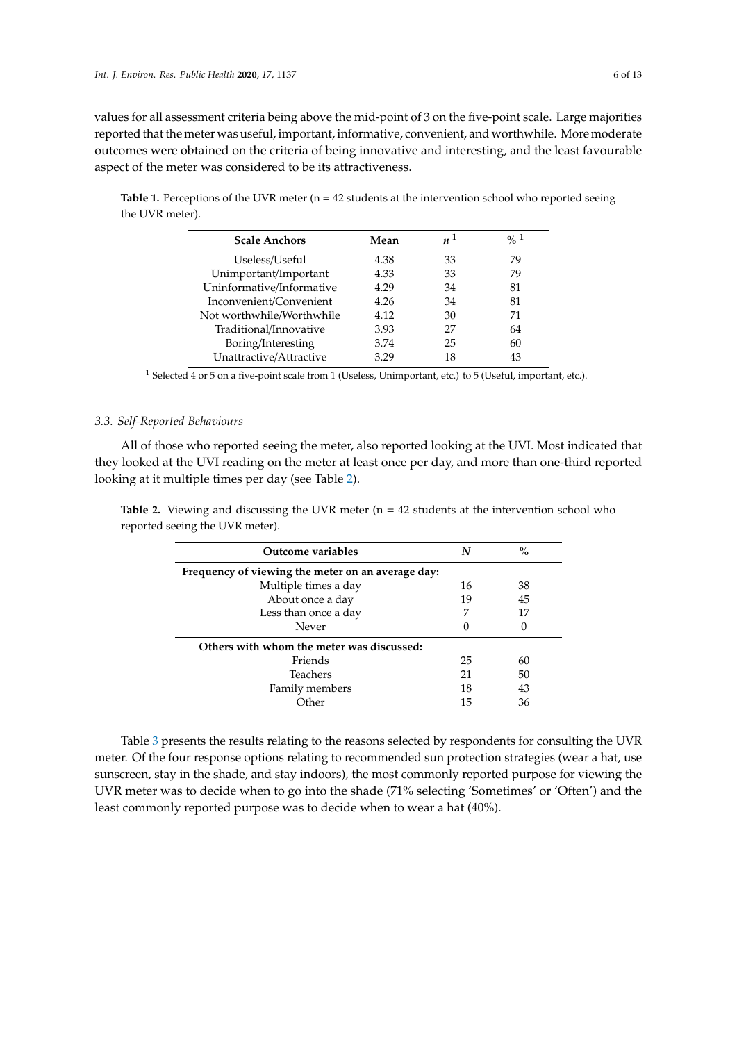values for all assessment criteria being above the mid-point of 3 on the five-point scale. Large majorities reported that the meter was useful, important, informative, convenient, and worthwhile. More moderate outcomes were obtained on the criteria of being innovative and interesting, and the least favourable aspect of the meter was considered to be its attractiveness.

**Table 1.** Perceptions of the UVR meter (n = 42 students at the intervention school who reported seeing the UVR meter).

| Scale Anchors | Mean | *n* [1] | % [1] |
|---|---|---|---|
| Useless/Useful | 4.38 | 33 | 79 |
| Unimportant/Important | 4.33 | 33 | 79 |
| Uninformative/Informative | 4.29 | 34 | 81 |
| Inconvenient/Convenient | 4.26 | 34 | 81 |
| Not worthwhile/Worthwhile | 4.12 | 30 | 71 |
| Traditional/Innovative | 3.93 | 27 | 64 |
| Boring/Interesting | 3.74 | 25 | 60 |
| Unattractive/Attractive | 3.29 | 18 | 43 |

[1] Selected 4 or 5 on a five-point scale from 1 (Useless, Unimportant, etc.) to 5 (Useful, important, etc.).

### 3.3. Self-Reported Behaviours

All of those who reported seeing the meter, also reported looking at the UVI. Most indicated that they looked at the UVI reading on the meter at least once per day, and more than one-third reported looking at it multiple times per day (see Table 2).

**Table 2.** Viewing and discussing the UVR meter (n = 42 students at the intervention school who reported seeing the UVR meter).

| Outcome variables | *N* | % |
|---|---|---|
| **Frequency of viewing the meter on an average day:** | | |
| Multiple times a day | 16 | 38 |
| About once a day | 19 | 45 |
| Less than once a day | 7 | 17 |
| Never | 0 | 0 |
| **Others with whom the meter was discussed:** | | |
| Friends | 25 | 60 |
| Teachers | 21 | 50 |
| Family members | 18 | 43 |
| Other | 15 | 36 |

Table 3 presents the results relating to the reasons selected by respondents for consulting the UVR meter. Of the four response options relating to recommended sun protection strategies (wear a hat, use sunscreen, stay in the shade, and stay indoors), the most commonly reported purpose for viewing the UVR meter was to decide when to go into the shade (71% selecting 'Sometimes' or 'Often') and the least commonly reported purpose was to decide when to wear a hat (40%).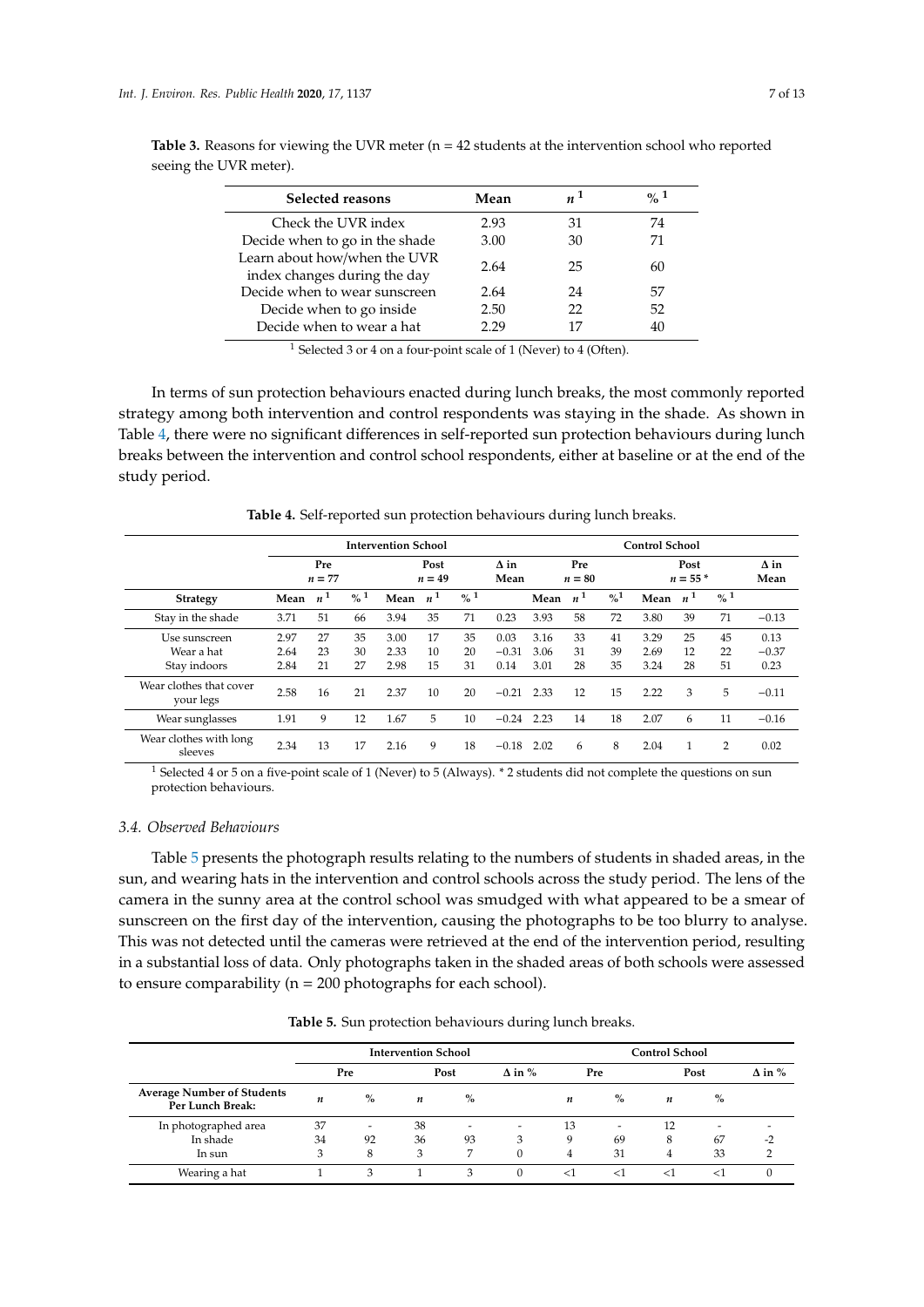**Table 3.** Reasons for viewing the UVR meter (n = 42 students at the intervention school who reported seeing the UVR meter).

| Selected reasons | Mean | n [1] | % [1] |
|---|---|---|---|
| Check the UVR index | 2.93 | 31 | 74 |
| Decide when to go in the shade | 3.00 | 30 | 71 |
| Learn about how/when the UVR index changes during the day | 2.64 | 25 | 60 |
| Decide when to wear sunscreen | 2.64 | 24 | 57 |
| Decide when to go inside | 2.50 | 22 | 52 |
| Decide when to wear a hat | 2.29 | 17 | 40 |

[1] Selected 3 or 4 on a four-point scale of 1 (Never) to 4 (Often).

In terms of sun protection behaviours enacted during lunch breaks, the most commonly reported strategy among both intervention and control respondents was staying in the shade. As shown in Table 4, there were no significant differences in self-reported sun protection behaviours during lunch breaks between the intervention and control school respondents, either at baseline or at the end of the study period.

**Table 4.** Self-reported sun protection behaviours during lunch breaks.

| | Intervention School | | | | | | | Control School | | | | | | |
|---|---|---|---|---|---|---|---|---|---|---|---|---|---|---|
| | Pre $n = 77$ | | | Post $n = 49$ | | | Δ in Mean | Pre $n = 80$ | | | Post $n = 55$ * | | | Δ in Mean |
| **Strategy** | **Mean** | **n [1]** | **% [1]** | **Mean** | **n [1]** | **% [1]** | | **Mean** | **n [1]** | **% [1]** | **Mean** | **n [1]** | **% [1]** | |
| Stay in the shade | 3.71 | 51 | 66 | 3.94 | 35 | 71 | 0.23 | 3.93 | 58 | 72 | 3.80 | 39 | 71 | −0.13 |
| Use sunscreen | 2.97 | 27 | 35 | 3.00 | 17 | 35 | 0.03 | 3.16 | 33 | 41 | 3.29 | 25 | 45 | 0.13 |
| Wear a hat | 2.64 | 23 | 30 | 2.33 | 10 | 20 | −0.31 | 3.06 | 31 | 39 | 2.69 | 12 | 22 | −0.37 |
| Stay indoors | 2.84 | 21 | 27 | 2.98 | 15 | 31 | 0.14 | 3.01 | 28 | 35 | 3.24 | 28 | 51 | 0.23 |
| Wear clothes that cover your legs | 2.58 | 16 | 21 | 2.37 | 10 | 20 | −0.21 | 2.33 | 12 | 15 | 2.22 | 3 | 5 | −0.11 |
| Wear sunglasses | 1.91 | 9 | 12 | 1.67 | 5 | 10 | −0.24 | 2.23 | 14 | 18 | 2.07 | 6 | 11 | −0.16 |
| Wear clothes with long sleeves | 2.34 | 13 | 17 | 2.16 | 9 | 18 | −0.18 | 2.02 | 6 | 8 | 2.04 | 1 | 2 | 0.02 |

[1] Selected 4 or 5 on a five-point scale of 1 (Never) to 5 (Always). * 2 students did not complete the questions on sun protection behaviours.

### 3.4. Observed Behaviours

Table 5 presents the photograph results relating to the numbers of students in shaded areas, in the sun, and wearing hats in the intervention and control schools across the study period. The lens of the camera in the sunny area at the control school was smudged with what appeared to be a smear of sunscreen on the first day of the intervention, causing the photographs to be too blurry to analyse. This was not detected until the cameras were retrieved at the end of the intervention period, resulting in a substantial loss of data. Only photographs taken in the shaded areas of both schools were assessed to ensure comparability (n = 200 photographs for each school).

**Table 5.** Sun protection behaviours during lunch breaks.

| | Intervention School | | | | | Control School | | | | |
|---|---|---|---|---|---|---|---|---|---|---|
| | Pre | | Post | | Δ in % | Pre | | Post | | Δ in % |
| **Average Number of Students Per Lunch Break:** | **n** | **%** | **n** | **%** | | **n** | **%** | **n** | **%** | |
| In photographed area | 37 | - | 38 | - | - | 13 | - | 12 | - | - |
| In shade | 34 | 92 | 36 | 93 | 3 | 9 | 69 | 8 | 67 | -2 |
| In sun | 3 | 8 | 3 | 7 | 0 | 4 | 31 | 4 | 33 | 2 |
| Wearing a hat | 1 | 3 | 1 | 3 | 0 | <1 | <1 | <1 | <1 | 0 |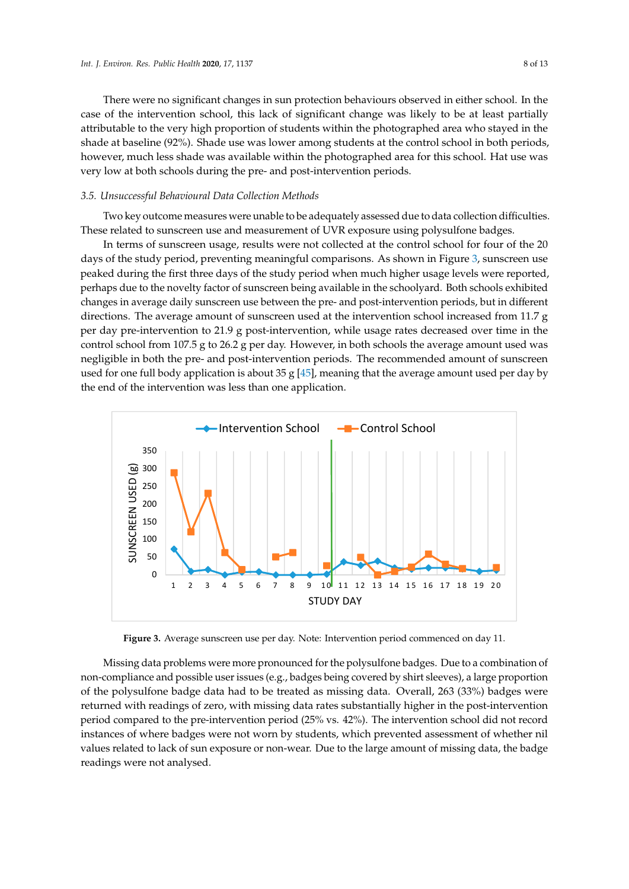There were no significant changes in sun protection behaviours observed in either school. In the case of the intervention school, this lack of significant change was likely to be at least partially attributable to the very high proportion of students within the photographed area who stayed in the shade at baseline (92%). Shade use was lower among students at the control school in both periods, however, much less shade was available within the photographed area for this school. Hat use was very low at both schools during the pre- and post-intervention periods.

### 3.5. Unsuccessful Behavioural Data Collection Methods

Two key outcome measures were unable to be adequately assessed due to data collection difficulties. These related to sunscreen use and measurement of UVR exposure using polysulfone badges.

In terms of sunscreen usage, results were not collected at the control school for four of the 20 days of the study period, preventing meaningful comparisons. As shown in Figure 3, sunscreen use peaked during the first three days of the study period when much higher usage levels were reported, perhaps due to the novelty factor of sunscreen being available in the schoolyard. Both schools exhibited changes in average daily sunscreen use between the pre- and post-intervention periods, but in different directions. The average amount of sunscreen used at the intervention school increased from 11.7 g per day pre-intervention to 21.9 g post-intervention, while usage rates decreased over time in the control school from 107.5 g to 26.2 g per day. However, in both schools the average amount used was negligible in both the pre- and post-intervention periods. The recommended amount of sunscreen used for one full body application is about 35 g [45], meaning that the average amount used per day by the end of the intervention was less than one application.

**Figure 3.** Average sunscreen use per day. Note: Intervention period commenced on day 11.

Missing data problems were more pronounced for the polysulfone badges. Due to a combination of non-compliance and possible user issues (e.g., badges being covered by shirt sleeves), a large proportion of the polysulfone badge data had to be treated as missing data. Overall, 263 (33%) badges were returned with readings of zero, with missing data rates substantially higher in the post-intervention period compared to the pre-intervention period (25% vs. 42%). The intervention school did not record instances of where badges were not worn by students, which prevented assessment of whether nil values related to lack of sun exposure or non-wear. Due to the large amount of missing data, the badge readings were not analysed.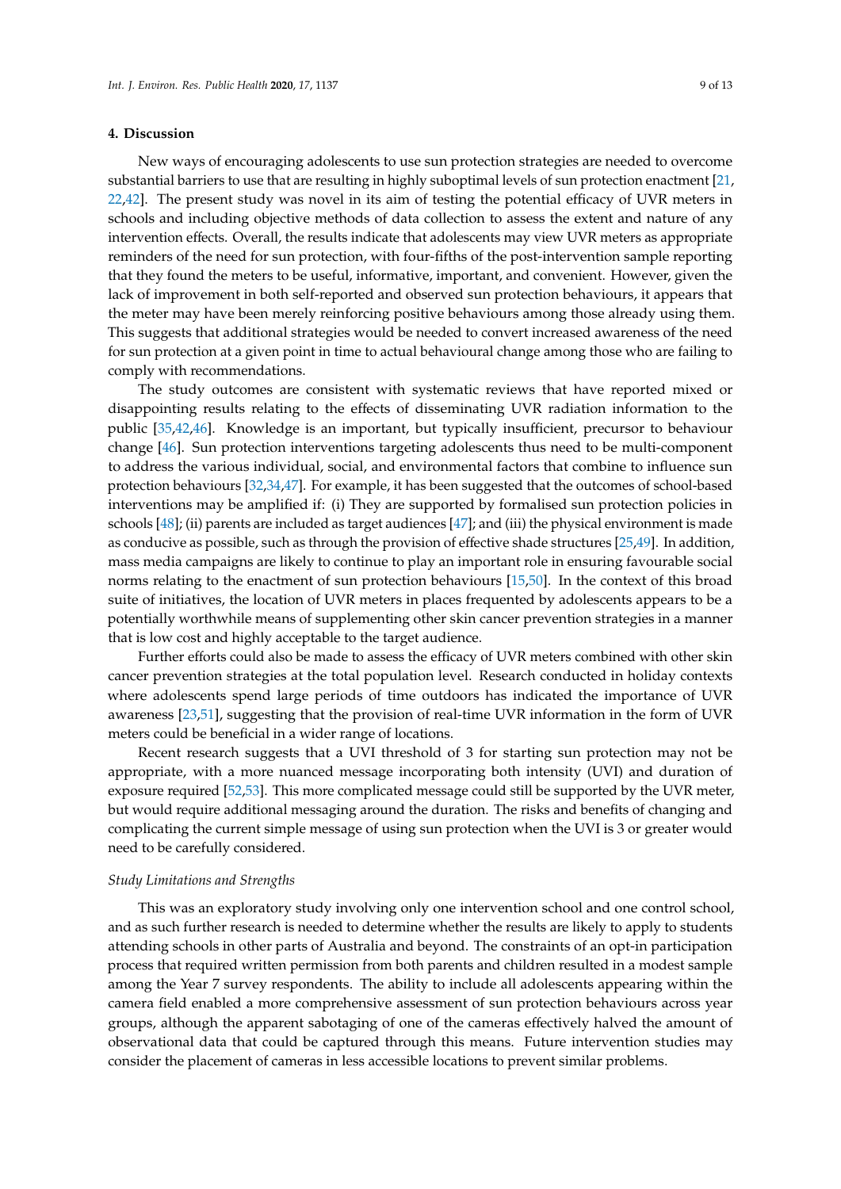## 4. Discussion

New ways of encouraging adolescents to use sun protection strategies are needed to overcome substantial barriers to use that are resulting in highly suboptimal levels of sun protection enactment [21,22,42]. The present study was novel in its aim of testing the potential efficacy of UVR meters in schools and including objective methods of data collection to assess the extent and nature of any intervention effects. Overall, the results indicate that adolescents may view UVR meters as appropriate reminders of the need for sun protection, with four-fifths of the post-intervention sample reporting that they found the meters to be useful, informative, important, and convenient. However, given the lack of improvement in both self-reported and observed sun protection behaviours, it appears that the meter may have been merely reinforcing positive behaviours among those already using them. This suggests that additional strategies would be needed to convert increased awareness of the need for sun protection at a given point in time to actual behavioural change among those who are failing to comply with recommendations.

The study outcomes are consistent with systematic reviews that have reported mixed or disappointing results relating to the effects of disseminating UVR radiation information to the public [35,42,46]. Knowledge is an important, but typically insufficient, precursor to behaviour change [46]. Sun protection interventions targeting adolescents thus need to be multi-component to address the various individual, social, and environmental factors that combine to influence sun protection behaviours [32,34,47]. For example, it has been suggested that the outcomes of school-based interventions may be amplified if: (i) They are supported by formalised sun protection policies in schools [48]; (ii) parents are included as target audiences [47]; and (iii) the physical environment is made as conducive as possible, such as through the provision of effective shade structures [25,49]. In addition, mass media campaigns are likely to continue to play an important role in ensuring favourable social norms relating to the enactment of sun protection behaviours [15,50]. In the context of this broad suite of initiatives, the location of UVR meters in places frequented by adolescents appears to be a potentially worthwhile means of supplementing other skin cancer prevention strategies in a manner that is low cost and highly acceptable to the target audience.

Further efforts could also be made to assess the efficacy of UVR meters combined with other skin cancer prevention strategies at the total population level. Research conducted in holiday contexts where adolescents spend large periods of time outdoors has indicated the importance of UVR awareness [23,51], suggesting that the provision of real-time UVR information in the form of UVR meters could be beneficial in a wider range of locations.

Recent research suggests that a UVI threshold of 3 for starting sun protection may not be appropriate, with a more nuanced message incorporating both intensity (UVI) and duration of exposure required [52,53]. This more complicated message could still be supported by the UVR meter, but would require additional messaging around the duration. The risks and benefits of changing and complicating the current simple message of using sun protection when the UVI is 3 or greater would need to be carefully considered.

### *Study Limitations and Strengths*

This was an exploratory study involving only one intervention school and one control school, and as such further research is needed to determine whether the results are likely to apply to students attending schools in other parts of Australia and beyond. The constraints of an opt-in participation process that required written permission from both parents and children resulted in a modest sample among the Year 7 survey respondents. The ability to include all adolescents appearing within the camera field enabled a more comprehensive assessment of sun protection behaviours across year groups, although the apparent sabotaging of one of the cameras effectively halved the amount of observational data that could be captured through this means. Future intervention studies may consider the placement of cameras in less accessible locations to prevent similar problems.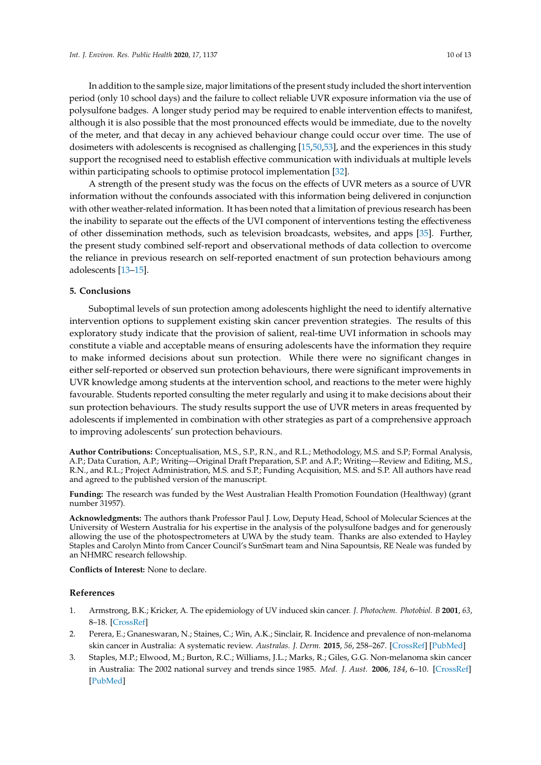In addition to the sample size, major limitations of the present study included the short intervention period (only 10 school days) and the failure to collect reliable UVR exposure information via the use of polysulfone badges. A longer study period may be required to enable intervention effects to manifest, although it is also possible that the most pronounced effects would be immediate, due to the novelty of the meter, and that decay in any achieved behaviour change could occur over time. The use of dosimeters with adolescents is recognised as challenging [15,50,53], and the experiences in this study support the recognised need to establish effective communication with individuals at multiple levels within participating schools to optimise protocol implementation [32].

A strength of the present study was the focus on the effects of UVR meters as a source of UVR information without the confounds associated with this information being delivered in conjunction with other weather-related information. It has been noted that a limitation of previous research has been the inability to separate out the effects of the UVI component of interventions testing the effectiveness of other dissemination methods, such as television broadcasts, websites, and apps [35]. Further, the present study combined self-report and observational methods of data collection to overcome the reliance in previous research on self-reported enactment of sun protection behaviours among adolescents [13–15].

## 5. Conclusions

Suboptimal levels of sun protection among adolescents highlight the need to identify alternative intervention options to supplement existing skin cancer prevention strategies. The results of this exploratory study indicate that the provision of salient, real-time UVI information in schools may constitute a viable and acceptable means of ensuring adolescents have the information they require to make informed decisions about sun protection. While there were no significant changes in either self-reported or observed sun protection behaviours, there were significant improvements in UVR knowledge among students at the intervention school, and reactions to the meter were highly favourable. Students reported consulting the meter regularly and using it to make decisions about their sun protection behaviours. The study results support the use of UVR meters in areas frequented by adolescents if implemented in combination with other strategies as part of a comprehensive approach to improving adolescents' sun protection behaviours.

**Author Contributions:** Conceptualisation, M.S., S.P., R.N., and R.L.; Methodology, M.S. and S.P; Formal Analysis, A.P.; Data Curation, A.P.; Writing—Original Draft Preparation, S.P. and A.P.; Writing—Review and Editing, M.S., R.N., and R.L.; Project Administration, M.S. and S.P.; Funding Acquisition, M.S. and S.P. All authors have read and agreed to the published version of the manuscript.

**Funding:** The research was funded by the West Australian Health Promotion Foundation (Healthway) (grant number 31957).

**Acknowledgments:** The authors thank Professor Paul J. Low, Deputy Head, School of Molecular Sciences at the University of Western Australia for his expertise in the analysis of the polysulfone badges and for generously allowing the use of the photospectrometers at UWA by the study team. Thanks are also extended to Hayley Staples and Carolyn Minto from Cancer Council's SunSmart team and Nina Sapountsis, RE Neale was funded by an NHMRC research fellowship.

**Conflicts of Interest:** None to declare.

## References

1. Armstrong, B.K.; Kricker, A. The epidemiology of UV induced skin cancer. *J. Photochem. Photobiol. B* **2001**, *63*, 8–18. [CrossRef]
2. Perera, E.; Gnaneswaran, N.; Staines, C.; Win, A.K.; Sinclair, R. Incidence and prevalence of non-melanoma skin cancer in Australia: A systematic review. *Australas. J. Derm.* **2015**, *56*, 258–267. [CrossRef] [PubMed]
3. Staples, M.P.; Elwood, M.; Burton, R.C.; Williams, J.L.; Marks, R.; Giles, G.G. Non-melanoma skin cancer in Australia: The 2002 national survey and trends since 1985. *Med. J. Aust.* **2006**, *184*, 6–10. [CrossRef] [PubMed]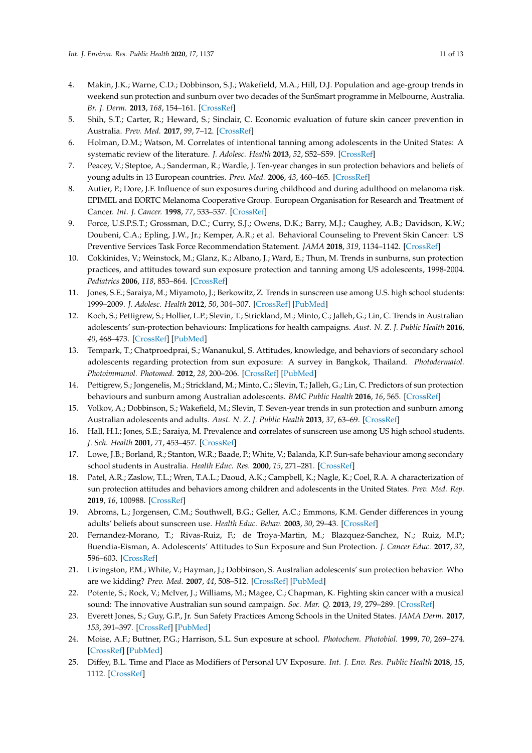4. Makin, J.K.; Warne, C.D.; Dobbinson, S.J.; Wakefield, M.A.; Hill, D.J. Population and age-group trends in weekend sun protection and sunburn over two decades of the SunSmart programme in Melbourne, Australia. *Br. J. Derm.* **2013**, *168*, 154–161. [CrossRef]
5. Shih, S.T.; Carter, R.; Heward, S.; Sinclair, C. Economic evaluation of future skin cancer prevention in Australia. *Prev. Med.* **2017**, *99*, 7–12. [CrossRef]
6. Holman, D.M.; Watson, M. Correlates of intentional tanning among adolescents in the United States: A systematic review of the literature. *J. Adolesc. Health* **2013**, *52*, S52–S59. [CrossRef]
7. Peacey, V.; Steptoe, A.; Sanderman, R.; Wardle, J. Ten-year changes in sun protection behaviors and beliefs of young adults in 13 European countries. *Prev. Med.* **2006**, *43*, 460–465. [CrossRef]
8. Autier, P.; Dore, J.F. Influence of sun exposures during childhood and during adulthood on melanoma risk. EPIMEL and EORTC Melanoma Cooperative Group. European Organisation for Research and Treatment of Cancer. *Int. J. Cancer.* **1998**, *77*, 533–537. [CrossRef]
9. Force, U.S.P.S.T.; Grossman, D.C.; Curry, S.J.; Owens, D.K.; Barry, M.J.; Caughey, A.B.; Davidson, K.W.; Doubeni, C.A.; Epling, J.W., Jr.; Kemper, A.R.; et al. Behavioral Counseling to Prevent Skin Cancer: US Preventive Services Task Force Recommendation Statement. *JAMA* **2018**, *319*, 1134–1142. [CrossRef]
10. Cokkinides, V.; Weinstock, M.; Glanz, K.; Albano, J.; Ward, E.; Thun, M. Trends in sunburns, sun protection practices, and attitudes toward sun exposure protection and tanning among US adolescents, 1998-2004. *Pediatrics* **2006**, *118*, 853–864. [CrossRef]
11. Jones, S.E.; Saraiya, M.; Miyamoto, J.; Berkowitz, Z. Trends in sunscreen use among U.S. high school students: 1999–2009. *J. Adolesc. Health* **2012**, *50*, 304–307. [CrossRef] [PubMed]
12. Koch, S.; Pettigrew, S.; Hollier, L.P.; Slevin, T.; Strickland, M.; Minto, C.; Jalleh, G.; Lin, C. Trends in Australian adolescents' sun-protection behaviours: Implications for health campaigns. *Aust. N. Z. J. Public Health* **2016**, *40*, 468–473. [CrossRef] [PubMed]
13. Tempark, T.; Chatproedprai, S.; Wananukul, S. Attitudes, knowledge, and behaviors of secondary school adolescents regarding protection from sun exposure: A survey in Bangkok, Thailand. *Photodermatol. Photoimmunol. Photomed.* **2012**, *28*, 200–206. [CrossRef] [PubMed]
14. Pettigrew, S.; Jongenelis, M.; Strickland, M.; Minto, C.; Slevin, T.; Jalleh, G.; Lin, C. Predictors of sun protection behaviours and sunburn among Australian adolescents. *BMC Public Health* **2016**, *16*, 565. [CrossRef]
15. Volkov, A.; Dobbinson, S.; Wakefield, M.; Slevin, T. Seven-year trends in sun protection and sunburn among Australian adolescents and adults. *Aust. N. Z. J. Public Health* **2013**, *37*, 63–69. [CrossRef]
16. Hall, H.I.; Jones, S.E.; Saraiya, M. Prevalence and correlates of sunscreen use among US high school students. *J. Sch. Health* **2001**, *71*, 453–457. [CrossRef]
17. Lowe, J.B.; Borland, R.; Stanton, W.R.; Baade, P.; White, V.; Balanda, K.P. Sun-safe behaviour among secondary school students in Australia. *Health Educ. Res.* **2000**, *15*, 271–281. [CrossRef]
18. Patel, A.R.; Zaslow, T.L.; Wren, T.A.L.; Daoud, A.K.; Campbell, K.; Nagle, K.; Coel, R.A. A characterization of sun protection attitudes and behaviors among children and adolescents in the United States. *Prev. Med. Rep.* **2019**, *16*, 100988. [CrossRef]
19. Abroms, L.; Jorgensen, C.M.; Southwell, B.G.; Geller, A.C.; Emmons, K.M. Gender differences in young adults' beliefs about sunscreen use. *Health Educ. Behav.* **2003**, *30*, 29–43. [CrossRef]
20. Fernandez-Morano, T.; Rivas-Ruiz, F.; de Troya-Martin, M.; Blazquez-Sanchez, N.; Ruiz, M.P.; Buendia-Eisman, A. Adolescents' Attitudes to Sun Exposure and Sun Protection. *J. Cancer Educ.* **2017**, *32*, 596–603. [CrossRef]
21. Livingston, P.M.; White, V.; Hayman, J.; Dobbinson, S. Australian adolescents' sun protection behavior: Who are we kidding? *Prev. Med.* **2007**, *44*, 508–512. [CrossRef] [PubMed]
22. Potente, S.; Rock, V.; McIver, J.; Williams, M.; Magee, C.; Chapman, K. Fighting skin cancer with a musical sound: The innovative Australian sun sound campaign. *Soc. Mar. Q.* **2013**, *19*, 279–289. [CrossRef]
23. Everett Jones, S.; Guy, G.P., Jr. Sun Safety Practices Among Schools in the United States. *JAMA Derm.* **2017**, *153*, 391–397. [CrossRef] [PubMed]
24. Moise, A.F.; Buttner, P.G.; Harrison, S.L. Sun exposure at school. *Photochem. Photobiol.* **1999**, *70*, 269–274. [CrossRef] [PubMed]
25. Diffey, B.L. Time and Place as Modifiers of Personal UV Exposure. *Int. J. Env. Res. Public Health* **2018**, *15*, 1112. [CrossRef]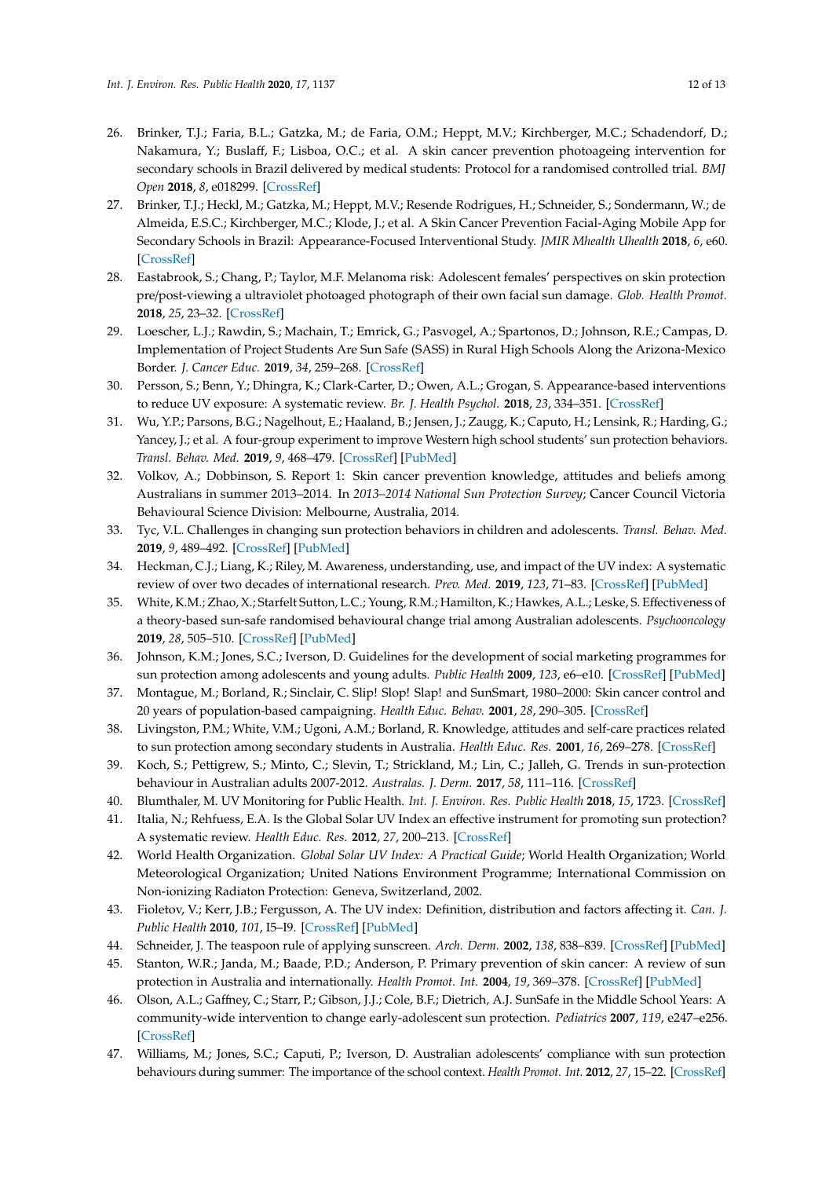26. Brinker, T.J.; Faria, B.L.; Gatzka, M.; de Faria, O.M.; Heppt, M.V.; Kirchberger, M.C.; Schadendorf, D.; Nakamura, Y.; Buslaff, F.; Lisboa, O.C.; et al. A skin cancer prevention photoageing intervention for secondary schools in Brazil delivered by medical students: Protocol for a randomised controlled trial. *BMJ Open* **2018**, *8*, e018299. [CrossRef]
27. Brinker, T.J.; Heckl, M.; Gatzka, M.; Heppt, M.V.; Resende Rodrigues, H.; Schneider, S.; Sondermann, W.; de Almeida, E.S.C.; Kirchberger, M.C.; Klode, J.; et al. A Skin Cancer Prevention Facial-Aging Mobile App for Secondary Schools in Brazil: Appearance-Focused Interventional Study. *JMIR Mhealth Uhealth* **2018**, *6*, e60. [CrossRef]
28. Eastabrook, S.; Chang, P.; Taylor, M.F. Melanoma risk: Adolescent females' perspectives on skin protection pre/post-viewing a ultraviolet photoaged photograph of their own facial sun damage. *Glob. Health Promot.* **2018**, *25*, 23–32. [CrossRef]
29. Loescher, L.J.; Rawdin, S.; Machain, T.; Emrick, G.; Pasvogel, A.; Spartonos, D.; Johnson, R.E.; Campas, D. Implementation of Project Students Are Sun Safe (SASS) in Rural High Schools Along the Arizona-Mexico Border. *J. Cancer Educ.* **2019**, *34*, 259–268. [CrossRef]
30. Persson, S.; Benn, Y.; Dhingra, K.; Clark-Carter, D.; Owen, A.L.; Grogan, S. Appearance-based interventions to reduce UV exposure: A systematic review. *Br. J. Health Psychol.* **2018**, *23*, 334–351. [CrossRef]
31. Wu, Y.P.; Parsons, B.G.; Nagelhout, E.; Haaland, B.; Jensen, J.; Zaugg, K.; Caputo, H.; Lensink, R.; Harding, G.; Yancey, J.; et al. A four-group experiment to improve Western high school students' sun protection behaviors. *Transl. Behav. Med.* **2019**, *9*, 468–479. [CrossRef] [PubMed]
32. Volkov, A.; Dobbinson, S. Report 1: Skin cancer prevention knowledge, attitudes and beliefs among Australians in summer 2013–2014. In *2013–2014 National Sun Protection Survey*; Cancer Council Victoria Behavioural Science Division: Melbourne, Australia, 2014.
33. Tyc, V.L. Challenges in changing sun protection behaviors in children and adolescents. *Transl. Behav. Med.* **2019**, *9*, 489–492. [CrossRef] [PubMed]
34. Heckman, C.J.; Liang, K.; Riley, M. Awareness, understanding, use, and impact of the UV index: A systematic review of over two decades of international research. *Prev. Med.* **2019**, *123*, 71–83. [CrossRef] [PubMed]
35. White, K.M.; Zhao, X.; Starfelt Sutton, L.C.; Young, R.M.; Hamilton, K.; Hawkes, A.L.; Leske, S. Effectiveness of a theory-based sun-safe randomised behavioural change trial among Australian adolescents. *Psychooncology* **2019**, *28*, 505–510. [CrossRef] [PubMed]
36. Johnson, K.M.; Jones, S.C.; Iverson, D. Guidelines for the development of social marketing programmes for sun protection among adolescents and young adults. *Public Health* **2009**, *123*, e6–e10. [CrossRef] [PubMed]
37. Montague, M.; Borland, R.; Sinclair, C. Slip! Slop! Slap! and SunSmart, 1980–2000: Skin cancer control and 20 years of population-based campaigning. *Health Educ. Behav.* **2001**, *28*, 290–305. [CrossRef]
38. Livingston, P.M.; White, V.M.; Ugoni, A.M.; Borland, R. Knowledge, attitudes and self-care practices related to sun protection among secondary students in Australia. *Health Educ. Res.* **2001**, *16*, 269–278. [CrossRef]
39. Koch, S.; Pettigrew, S.; Minto, C.; Slevin, T.; Strickland, M.; Lin, C.; Jalleh, G. Trends in sun-protection behaviour in Australian adults 2007-2012. *Australas. J. Derm.* **2017**, *58*, 111–116. [CrossRef]
40. Blumthaler, M. UV Monitoring for Public Health. *Int. J. Environ. Res. Public Health* **2018**, *15*, 1723. [CrossRef]
41. Italia, N.; Rehfuess, E.A. Is the Global Solar UV Index an effective instrument for promoting sun protection? A systematic review. *Health Educ. Res.* **2012**, *27*, 200–213. [CrossRef]
42. World Health Organization. *Global Solar UV Index: A Practical Guide*; World Health Organization; World Meteorological Organization; United Nations Environment Programme; International Commission on Non-ionizing Radiaton Protection: Geneva, Switzerland, 2002.
43. Fioletov, V.; Kerr, J.B.; Fergusson, A. The UV index: Definition, distribution and factors affecting it. *Can. J. Public Health* **2010**, *101*, I5–I9. [CrossRef] [PubMed]
44. Schneider, J. The teaspoon rule of applying sunscreen. *Arch. Derm.* **2002**, *138*, 838–839. [CrossRef] [PubMed]
45. Stanton, W.R.; Janda, M.; Baade, P.D.; Anderson, P. Primary prevention of skin cancer: A review of sun protection in Australia and internationally. *Health Promot. Int.* **2004**, *19*, 369–378. [CrossRef] [PubMed]
46. Olson, A.L.; Gaffney, C.; Starr, P.; Gibson, J.J.; Cole, B.F.; Dietrich, A.J. SunSafe in the Middle School Years: A community-wide intervention to change early-adolescent sun protection. *Pediatrics* **2007**, *119*, e247–e256. [CrossRef]
47. Williams, M.; Jones, S.C.; Caputi, P.; Iverson, D. Australian adolescents' compliance with sun protection behaviours during summer: The importance of the school context. *Health Promot. Int.* **2012**, *27*, 15–22. [CrossRef]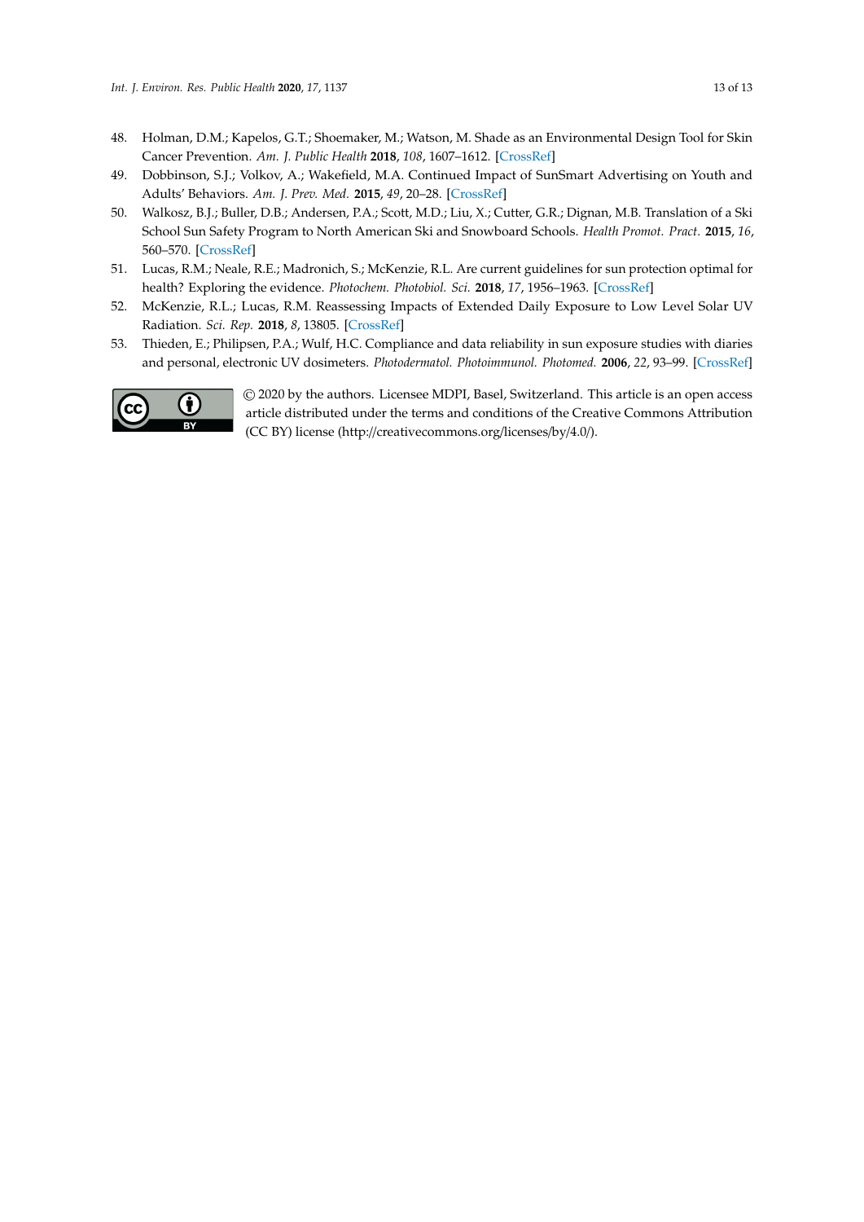48. Holman, D.M.; Kapelos, G.T.; Shoemaker, M.; Watson, M. Shade as an Environmental Design Tool for Skin Cancer Prevention. *Am. J. Public Health* **2018**, *108*, 1607–1612. [CrossRef]
49. Dobbinson, S.J.; Volkov, A.; Wakefield, M.A. Continued Impact of SunSmart Advertising on Youth and Adults' Behaviors. *Am. J. Prev. Med.* **2015**, *49*, 20–28. [CrossRef]
50. Walkosz, B.J.; Buller, D.B.; Andersen, P.A.; Scott, M.D.; Liu, X.; Cutter, G.R.; Dignan, M.B. Translation of a Ski School Sun Safety Program to North American Ski and Snowboard Schools. *Health Promot. Pract.* **2015**, *16*, 560–570. [CrossRef]
51. Lucas, R.M.; Neale, R.E.; Madronich, S.; McKenzie, R.L. Are current guidelines for sun protection optimal for health? Exploring the evidence. *Photochem. Photobiol. Sci.* **2018**, *17*, 1956–1963. [CrossRef]
52. McKenzie, R.L.; Lucas, R.M. Reassessing Impacts of Extended Daily Exposure to Low Level Solar UV Radiation. *Sci. Rep.* **2018**, *8*, 13805. [CrossRef]
53. Thieden, E.; Philipsen, P.A.; Wulf, H.C. Compliance and data reliability in sun exposure studies with diaries and personal, electronic UV dosimeters. *Photodermatol. Photoimmunol. Photomed.* **2006**, *22*, 93–99. [CrossRef]

© 2020 by the authors. Licensee MDPI, Basel, Switzerland. This article is an open access article distributed under the terms and conditions of the Creative Commons Attribution (CC BY) license (http://creativecommons.org/licenses/by/4.0/).